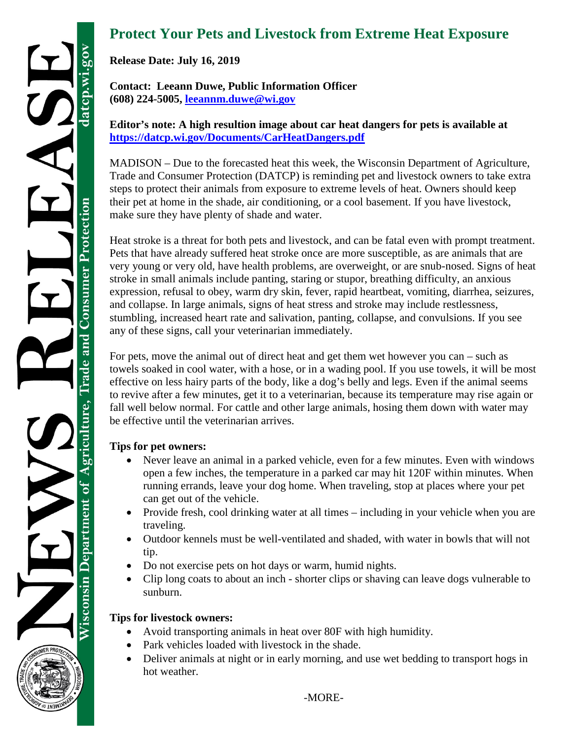# Protect Your Pets and Livestock from Extreme Heat Exposure

**Release Date: July 16, 2019**

**Contact: Leeann Duwe, Public Information Officer**
**(608) 224-5005, [leeannm.duwe@wi.gov](mailto:leeannm.duwe@wi.gov)**

**Editor's note: A high resultion image about car heat dangers for pets is available at [https://datcp.wi.gov/Documents/CarHeatDangers.pdf](https://datcp.wi.gov/Documents/CarHeatDangers.pdf)**

MADISON – Due to the forecasted heat this week, the Wisconsin Department of Agriculture, Trade and Consumer Protection (DATCP) is reminding pet and livestock owners to take extra steps to protect their animals from exposure to extreme levels of heat. Owners should keep their pet at home in the shade, air conditioning, or a cool basement. If you have livestock, make sure they have plenty of shade and water.

Heat stroke is a threat for both pets and livestock, and can be fatal even with prompt treatment. Pets that have already suffered heat stroke once are more susceptible, as are animals that are very young or very old, have health problems, are overweight, or are snub-nosed. Signs of heat stroke in small animals include panting, staring or stupor, breathing difficulty, an anxious expression, refusal to obey, warm dry skin, fever, rapid heartbeat, vomiting, diarrhea, seizures, and collapse. In large animals, signs of heat stress and stroke may include restlessness, stumbling, increased heart rate and salivation, panting, collapse, and convulsions. If you see any of these signs, call your veterinarian immediately.

For pets, move the animal out of direct heat and get them wet however you can – such as towels soaked in cool water, with a hose, or in a wading pool. If you use towels, it will be most effective on less hairy parts of the body, like a dog's belly and legs. Even if the animal seems to revive after a few minutes, get it to a veterinarian, because its temperature may rise again or fall well below normal. For cattle and other large animals, hosing them down with water may be effective until the veterinarian arrives.

**Tips for pet owners:**

- Never leave an animal in a parked vehicle, even for a few minutes. Even with windows open a few inches, the temperature in a parked car may hit 120F within minutes. When running errands, leave your dog home. When traveling, stop at places where your pet can get out of the vehicle.
- Provide fresh, cool drinking water at all times – including in your vehicle when you are traveling.
- Outdoor kennels must be well-ventilated and shaded, with water in bowls that will not tip.
- Do not exercise pets on hot days or warm, humid nights.
- Clip long coats to about an inch - shorter clips or shaving can leave dogs vulnerable to sunburn.

**Tips for livestock owners:**

- Avoid transporting animals in heat over 80F with high humidity.
- Park vehicles loaded with livestock in the shade.
- Deliver animals at night or in early morning, and use wet bedding to transport hogs in hot weather.

-MORE-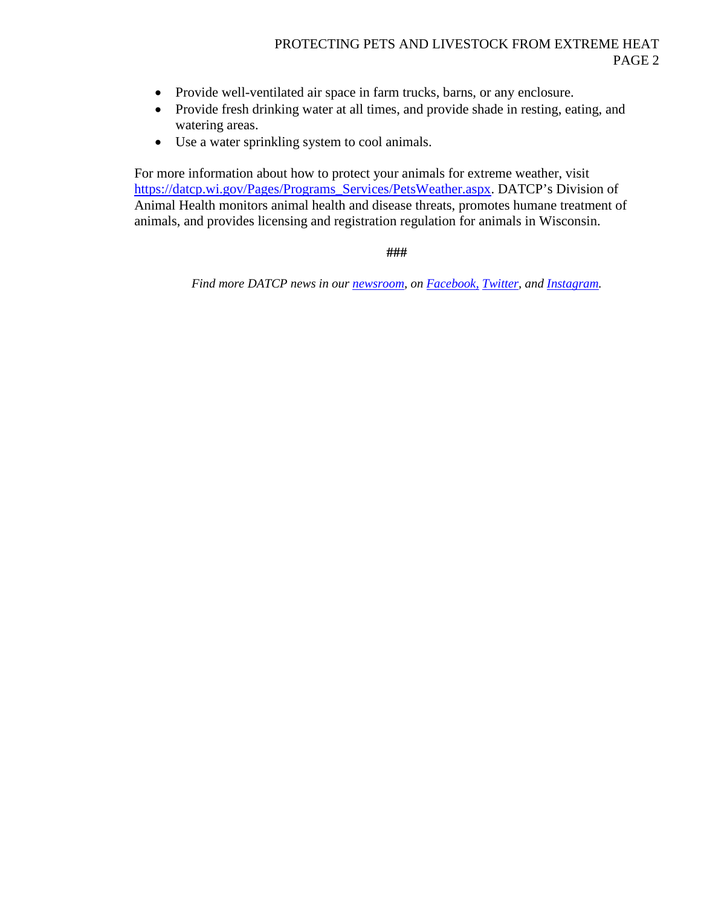- Provide well-ventilated air space in farm trucks, barns, or any enclosure.
- Provide fresh drinking water at all times, and provide shade in resting, eating, and watering areas.
- Use a water sprinkling system to cool animals.

For more information about how to protect your animals for extreme weather, visit [https://datcp.wi.gov/Pages/Programs_Services/PetsWeather.aspx](https://datcp.wi.gov/Pages/Programs_Services/PetsWeather.aspx). DATCP's Division of Animal Health monitors animal health and disease threats, promotes humane treatment of animals, and provides licensing and registration regulation for animals in Wisconsin.

###

*Find more DATCP news in our newsroom, on Facebook, Twitter, and Instagram.*